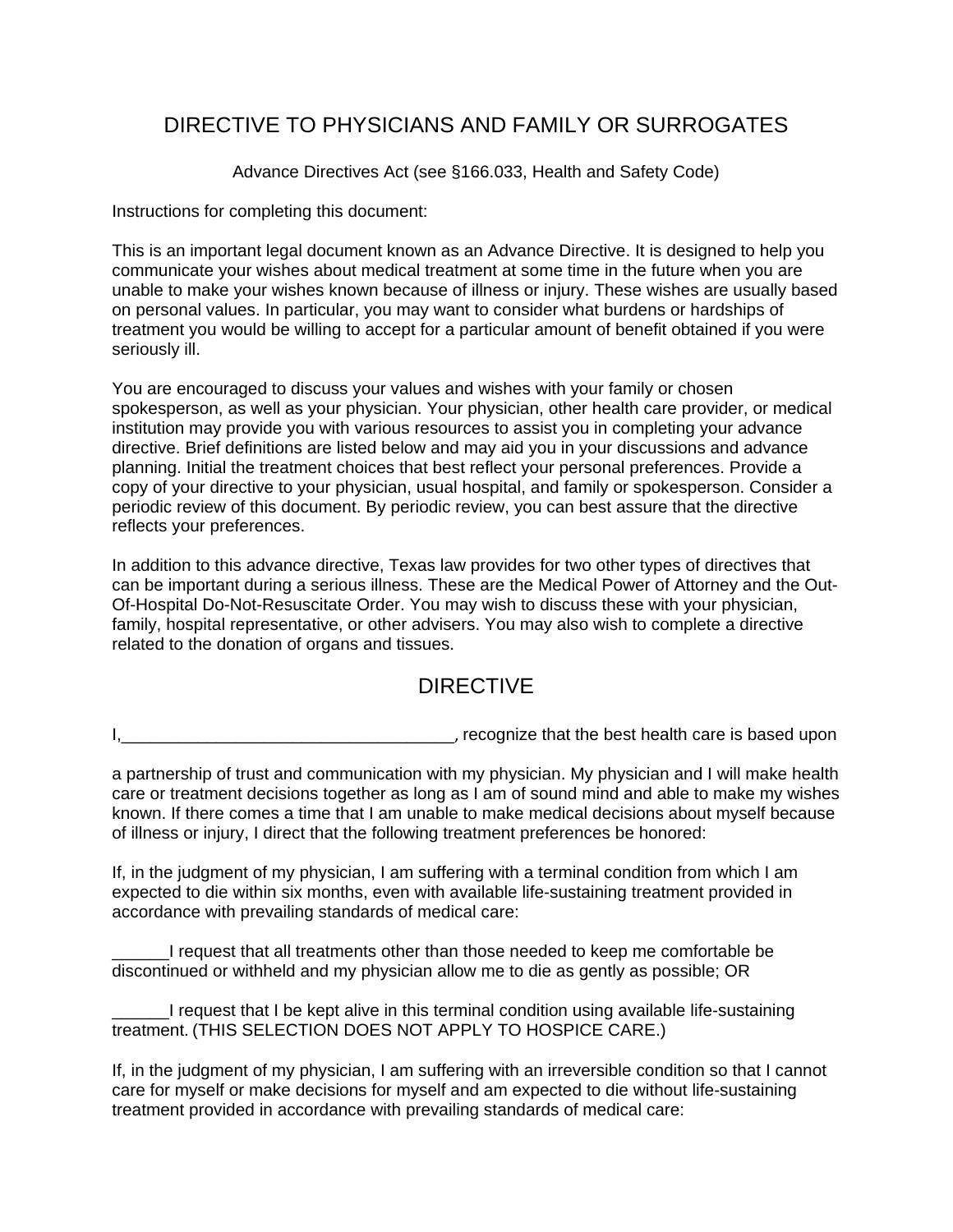# DIRECTIVE TO PHYSICIANS AND FAMILY OR SURROGATES

Advance Directives Act (see §166.033, Health and Safety Code)

Instructions for completing this document:

This is an important legal document known as an Advance Directive. It is designed to help you communicate your wishes about medical treatment at some time in the future when you are unable to make your wishes known because of illness or injury. These wishes are usually based on personal values. In particular, you may want to consider what burdens or hardships of treatment you would be willing to accept for a particular amount of benefit obtained if you were seriously ill.

You are encouraged to discuss your values and wishes with your family or chosen spokesperson, as well as your physician. Your physician, other health care provider, or medical institution may provide you with various resources to assist you in completing your advance directive. Brief definitions are listed below and may aid you in your discussions and advance planning. Initial the treatment choices that best reflect your personal preferences. Provide a copy of your directive to your physician, usual hospital, and family or spokesperson. Consider a periodic review of this document. By periodic review, you can best assure that the directive reflects your preferences.

In addition to this advance directive, Texas law provides for two other types of directives that can be important during a serious illness. These are the Medical Power of Attorney and the Out-Of-Hospital Do-Not-Resuscitate Order. You may wish to discuss these with your physician, family, hospital representative, or other advisers. You may also wish to complete a directive related to the donation of organs and tissues.

## DIRECTIVE

I,___________________________________, recognize that the best health care is based upon

a partnership of trust and communication with my physician. My physician and I will make health care or treatment decisions together as long as I am of sound mind and able to make my wishes known. If there comes a time that I am unable to make medical decisions about myself because of illness or injury, I direct that the following treatment preferences be honored:

If, in the judgment of my physician, I am suffering with a terminal condition from which I am expected to die within six months, even with available life-sustaining treatment provided in accordance with prevailing standards of medical care:

______I request that all treatments other than those needed to keep me comfortable be discontinued or withheld and my physician allow me to die as gently as possible; OR

______I request that I be kept alive in this terminal condition using available life-sustaining treatment. (THIS SELECTION DOES NOT APPLY TO HOSPICE CARE.)

If, in the judgment of my physician, I am suffering with an irreversible condition so that I cannot care for myself or make decisions for myself and am expected to die without life-sustaining treatment provided in accordance with prevailing standards of medical care: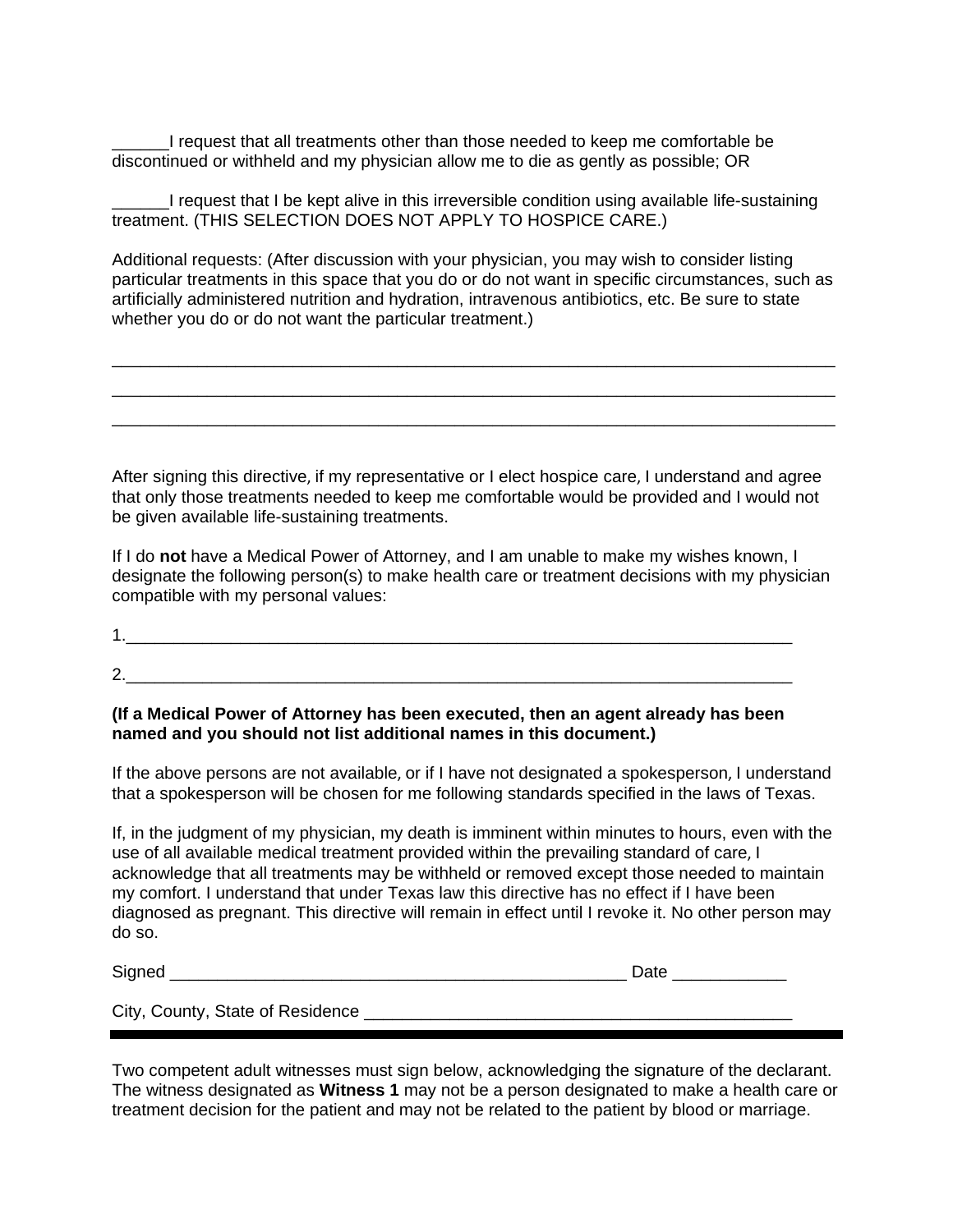______I request that all treatments other than those needed to keep me comfortable be discontinued or withheld and my physician allow me to die as gently as possible; OR

______I request that I be kept alive in this irreversible condition using available life-sustaining treatment. (THIS SELECTION DOES NOT APPLY TO HOSPICE CARE.)

Additional requests: (After discussion with your physician, you may wish to consider listing particular treatments in this space that you do or do not want in specific circumstances, such as artificially administered nutrition and hydration, intravenous antibiotics, etc. Be sure to state whether you do or do not want the particular treatment.)

_______________________________________________________________________________

_______________________________________________________________________________

_______________________________________________________________________________

After signing this directive, if my representative or I elect hospice care, I understand and agree that only those treatments needed to keep me comfortable would be provided and I would not be given available life-sustaining treatments.

If I do **not** have a Medical Power of Attorney, and I am unable to make my wishes known, I designate the following person(s) to make health care or treatment decisions with my physician compatible with my personal values:

1.___________________________________________________________________________

2.___________________________________________________________________________

**(If a Medical Power of Attorney has been executed, then an agent already has been named and you should not list additional names in this document.)**

If the above persons are not available, or if I have not designated a spokesperson, I understand that a spokesperson will be chosen for me following standards specified in the laws of Texas.

If, in the judgment of my physician, my death is imminent within minutes to hours, even with the use of all available medical treatment provided within the prevailing standard of care, I acknowledge that all treatments may be withheld or removed except those needed to maintain my comfort. I understand that under Texas law this directive has no effect if I have been diagnosed as pregnant. This directive will remain in effect until I revoke it. No other person may do so.

Signed ___________________________________________________ Date ____________

City, County, State of Residence ______________________________________________

---

Two competent adult witnesses must sign below, acknowledging the signature of the declarant. The witness designated as **Witness 1** may not be a person designated to make a health care or treatment decision for the patient and may not be related to the patient by blood or marriage.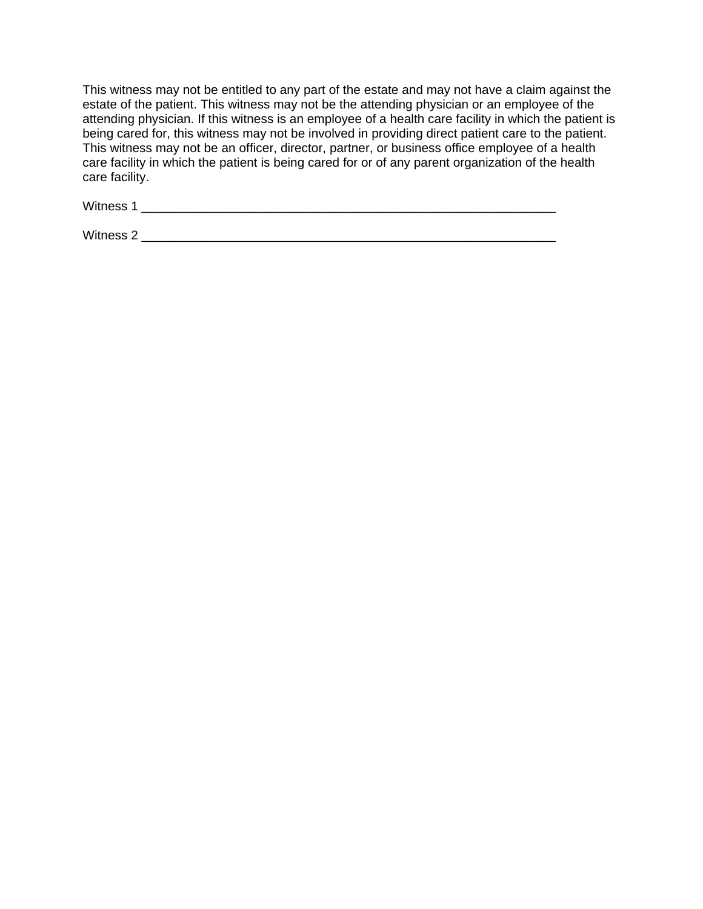This witness may not be entitled to any part of the estate and may not have a claim against the estate of the patient. This witness may not be the attending physician or an employee of the attending physician. If this witness is an employee of a health care facility in which the patient is being cared for, this witness may not be involved in providing direct patient care to the patient. This witness may not be an officer, director, partner, or business office employee of a health care facility in which the patient is being cared for or of any parent organization of the health care facility.

Witness 1 _______________________________________________________________

Witness 2 _______________________________________________________________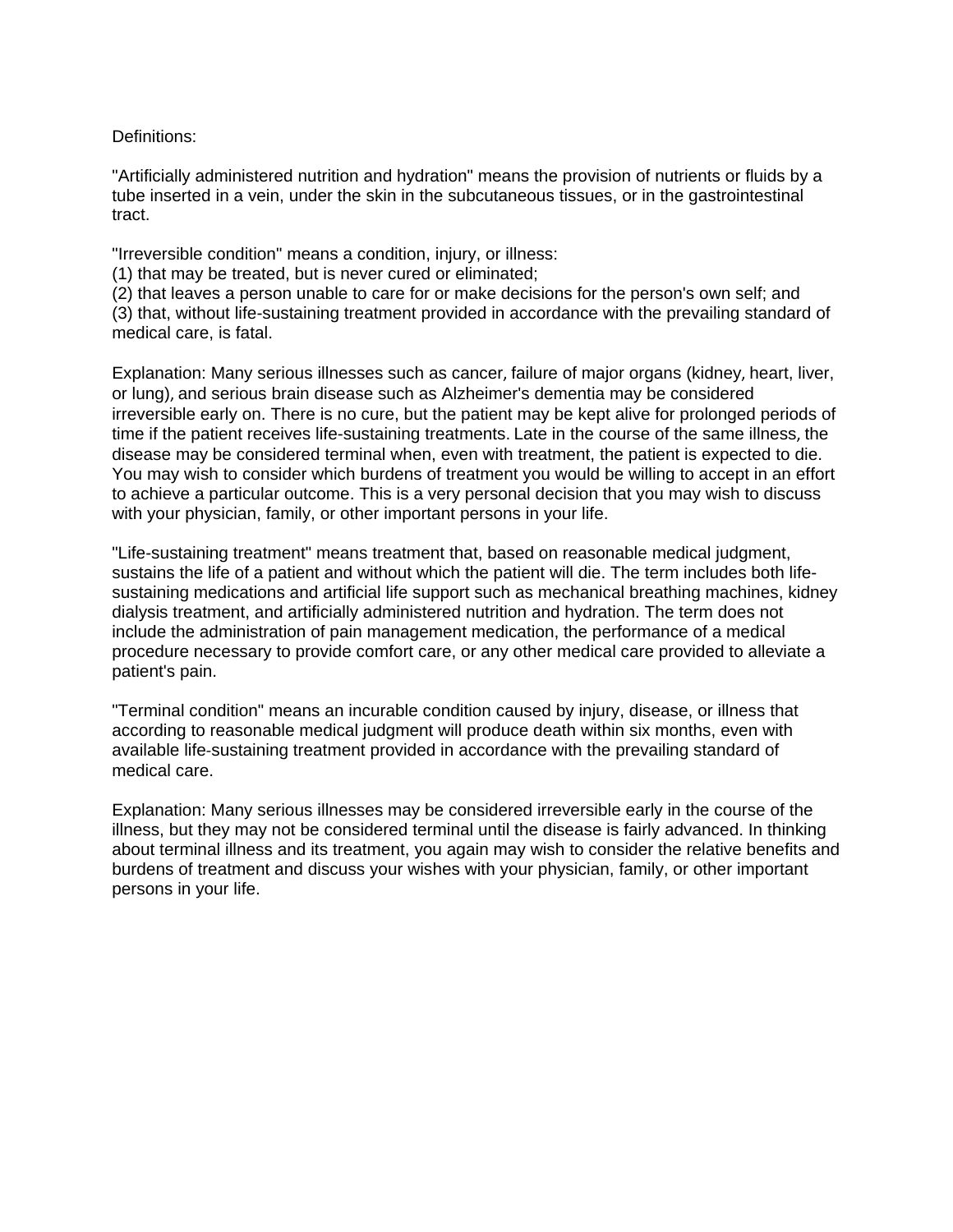Definitions:

"Artificially administered nutrition and hydration" means the provision of nutrients or fluids by a tube inserted in a vein, under the skin in the subcutaneous tissues, or in the gastrointestinal tract.

"Irreversible condition" means a condition, injury, or illness:
(1) that may be treated, but is never cured or eliminated;
(2) that leaves a person unable to care for or make decisions for the person's own self; and
(3) that, without life-sustaining treatment provided in accordance with the prevailing standard of medical care, is fatal.

Explanation: Many serious illnesses such as cancer, failure of major organs (kidney, heart, liver, or lung), and serious brain disease such as Alzheimer's dementia may be considered irreversible early on. There is no cure, but the patient may be kept alive for prolonged periods of time if the patient receives life-sustaining treatments. Late in the course of the same illness, the disease may be considered terminal when, even with treatment, the patient is expected to die. You may wish to consider which burdens of treatment you would be willing to accept in an effort to achieve a particular outcome. This is a very personal decision that you may wish to discuss with your physician, family, or other important persons in your life.

"Life-sustaining treatment" means treatment that, based on reasonable medical judgment, sustains the life of a patient and without which the patient will die. The term includes both life-sustaining medications and artificial life support such as mechanical breathing machines, kidney dialysis treatment, and artificially administered nutrition and hydration. The term does not include the administration of pain management medication, the performance of a medical procedure necessary to provide comfort care, or any other medical care provided to alleviate a patient's pain.

"Terminal condition" means an incurable condition caused by injury, disease, or illness that according to reasonable medical judgment will produce death within six months, even with available life-sustaining treatment provided in accordance with the prevailing standard of medical care.

Explanation: Many serious illnesses may be considered irreversible early in the course of the illness, but they may not be considered terminal until the disease is fairly advanced. In thinking about terminal illness and its treatment, you again may wish to consider the relative benefits and burdens of treatment and discuss your wishes with your physician, family, or other important persons in your life.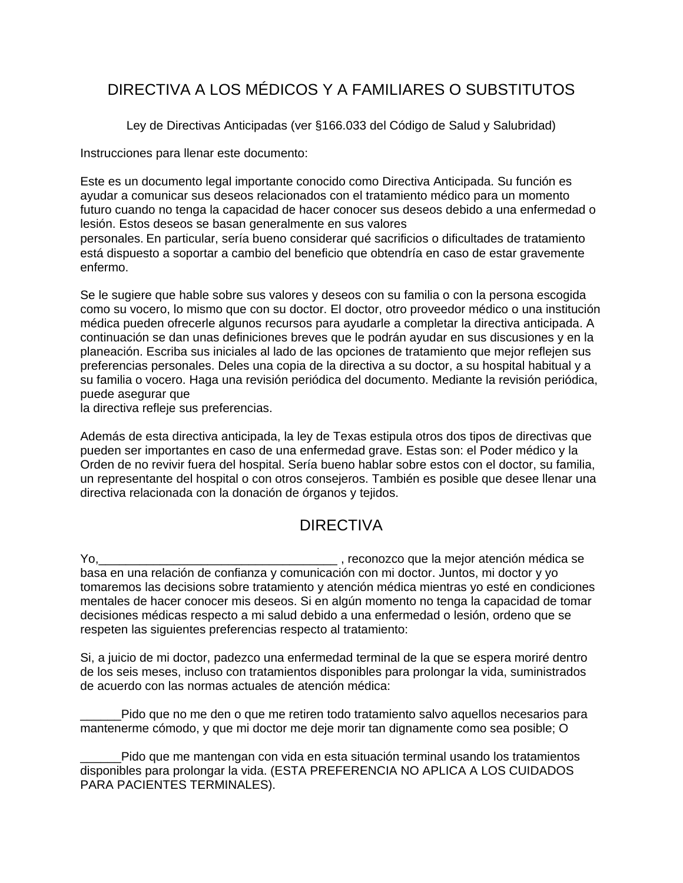# DIRECTIVA A LOS MÉDICOS Y A FAMILIARES O SUBSTITUTOS

Ley de Directivas Anticipadas (ver §166.033 del Código de Salud y Salubridad)

Instrucciones para llenar este documento:

Este es un documento legal importante conocido como Directiva Anticipada. Su función es ayudar a comunicar sus deseos relacionados con el tratamiento médico para un momento futuro cuando no tenga la capacidad de hacer conocer sus deseos debido a una enfermedad o lesión. Estos deseos se basan generalmente en sus valores personales. En particular, sería bueno considerar qué sacrificios o dificultades de tratamiento está dispuesto a soportar a cambio del beneficio que obtendría en caso de estar gravemente enfermo.

Se le sugiere que hable sobre sus valores y deseos con su familia o con la persona escogida como su vocero, lo mismo que con su doctor. El doctor, otro proveedor médico o una institución médica pueden ofrecerle algunos recursos para ayudarle a completar la directiva anticipada. A continuación se dan unas definiciones breves que le podrán ayudar en sus discusiones y en la planeación. Escriba sus iniciales al lado de las opciones de tratamiento que mejor reflejen sus preferencias personales. Deles una copia de la directiva a su doctor, a su hospital habitual y a su familia o vocero. Haga una revisión periódica del documento. Mediante la revisión periódica, puede asegurar que la directiva refleje sus preferencias.

Además de esta directiva anticipada, la ley de Texas estipula otros dos tipos de directivas que pueden ser importantes en caso de una enfermedad grave. Estas son: el Poder médico y la Orden de no revivir fuera del hospital. Sería bueno hablar sobre estos con el doctor, su familia, un representante del hospital o con otros consejeros. También es posible que desee llenar una directiva relacionada con la donación de órganos y tejidos.

## DIRECTIVA

Yo,____________________________________ , reconozco que la mejor atención médica se basa en una relación de confianza y comunicación con mi doctor. Juntos, mi doctor y yo tomaremos las decisions sobre tratamiento y atención médica mientras yo esté en condiciones mentales de hacer conocer mis deseos. Si en algún momento no tenga la capacidad de tomar decisiones médicas respecto a mi salud debido a una enfermedad o lesión, ordeno que se respeten las siguientes preferencias respecto al tratamiento:

Si, a juicio de mi doctor, padezco una enfermedad terminal de la que se espera moriré dentro de los seis meses, incluso con tratamientos disponibles para prolongar la vida, suministrados de acuerdo con las normas actuales de atención médica:

______Pido que no me den o que me retiren todo tratamiento salvo aquellos necesarios para mantenerme cómodo, y que mi doctor me deje morir tan dignamente como sea posible; O

______Pido que me mantengan con vida en esta situación terminal usando los tratamientos disponibles para prolongar la vida. (ESTA PREFERENCIA NO APLICA A LOS CUIDADOS PARA PACIENTES TERMINALES).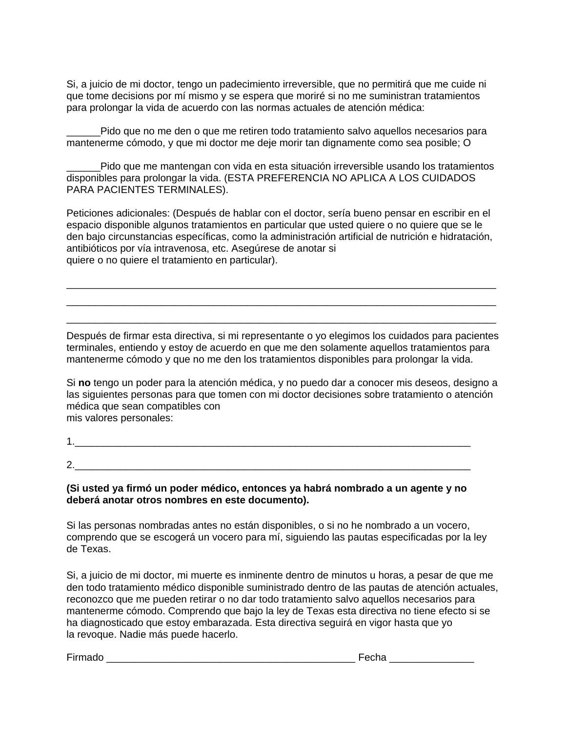Si, a juicio de mi doctor, tengo un padecimiento irreversible, que no permitirá que me cuide ni que tome decisions por mí mismo y se espera que moriré si no me suministran tratamientos para prolongar la vida de acuerdo con las normas actuales de atención médica:

______Pido que no me den o que me retiren todo tratamiento salvo aquellos necesarios para mantenerme cómodo, y que mi doctor me deje morir tan dignamente como sea posible; O

______Pido que me mantengan con vida en esta situación irreversible usando los tratamientos disponibles para prolongar la vida. (ESTA PREFERENCIA NO APLICA A LOS CUIDADOS PARA PACIENTES TERMINALES).

Peticiones adicionales: (Después de hablar con el doctor, sería bueno pensar en escribir en el espacio disponible algunos tratamientos en particular que usted quiere o no quiere que se le den bajo circunstancias específicas, como la administración artificial de nutrición e hidratación, antibióticos por vía intravenosa, etc. Asegúrese de anotar si quiere o no quiere el tratamiento en particular).

________________________________________________________________________________

________________________________________________________________________________

________________________________________________________________________________

Después de firmar esta directiva, si mi representante o yo elegimos los cuidados para pacientes terminales, entiendo y estoy de acuerdo en que me den solamente aquellos tratamientos para mantenerme cómodo y que no me den los tratamientos disponibles para prolongar la vida.

Si **no** tengo un poder para la atención médica, y no puedo dar a conocer mis deseos, designo a las siguientes personas para que tomen con mi doctor decisiones sobre tratamiento o atención médica que sean compatibles con mis valores personales:

1.__________________________________________________________________________

2.__________________________________________________________________________

**(Si usted ya firmó un poder médico, entonces ya habrá nombrado a un agente y no deberá anotar otros nombres en este documento).**

Si las personas nombradas antes no están disponibles, o si no he nombrado a un vocero, comprendo que se escogerá un vocero para mí, siguiendo las pautas especificadas por la ley de Texas.

Si, a juicio de mi doctor, mi muerte es inminente dentro de minutos u horas, a pesar de que me den todo tratamiento médico disponible suministrado dentro de las pautas de atención actuales, reconozco que me pueden retirar o no dar todo tratamiento salvo aquellos necesarios para mantenerme cómodo. Comprendo que bajo la ley de Texas esta directiva no tiene efecto si se ha diagnosticado que estoy embarazada. Esta directiva seguirá en vigor hasta que yo la revoque. Nadie más puede hacerlo.

Firmado ______________________________________________ Fecha _______________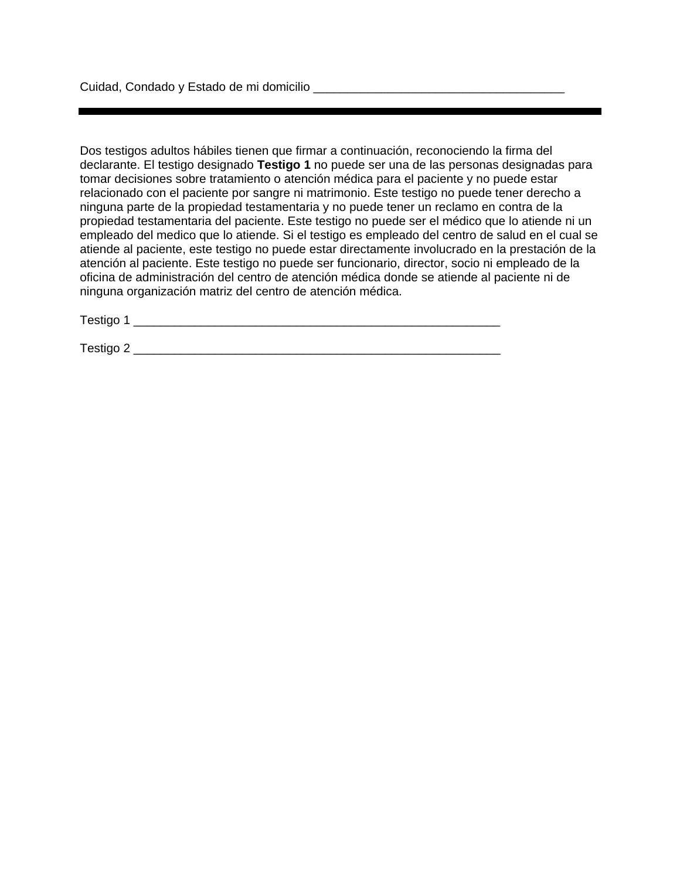Cuidad, Condado y Estado de mi domicilio ____________________________________

---

Dos testigos adultos hábiles tienen que firmar a continuación, reconociendo la firma del declarante. El testigo designado **Testigo 1** no puede ser una de las personas designadas para tomar decisiones sobre tratamiento o atención médica para el paciente y no puede estar relacionado con el paciente por sangre ni matrimonio. Este testigo no puede tener derecho a ninguna parte de la propiedad testamentaria y no puede tener un reclamo en contra de la propiedad testamentaria del paciente. Este testigo no puede ser el médico que lo atiende ni un empleado del medico que lo atiende. Si el testigo es empleado del centro de salud en el cual se atiende al paciente, este testigo no puede estar directamente involucrado en la prestación de la atención al paciente. Este testigo no puede ser funcionario, director, socio ni empleado de la oficina de administración del centro de atención médica donde se atiende al paciente ni de ninguna organización matriz del centro de atención médica.

Testigo 1 _____________________________________________________

Testigo 2 _____________________________________________________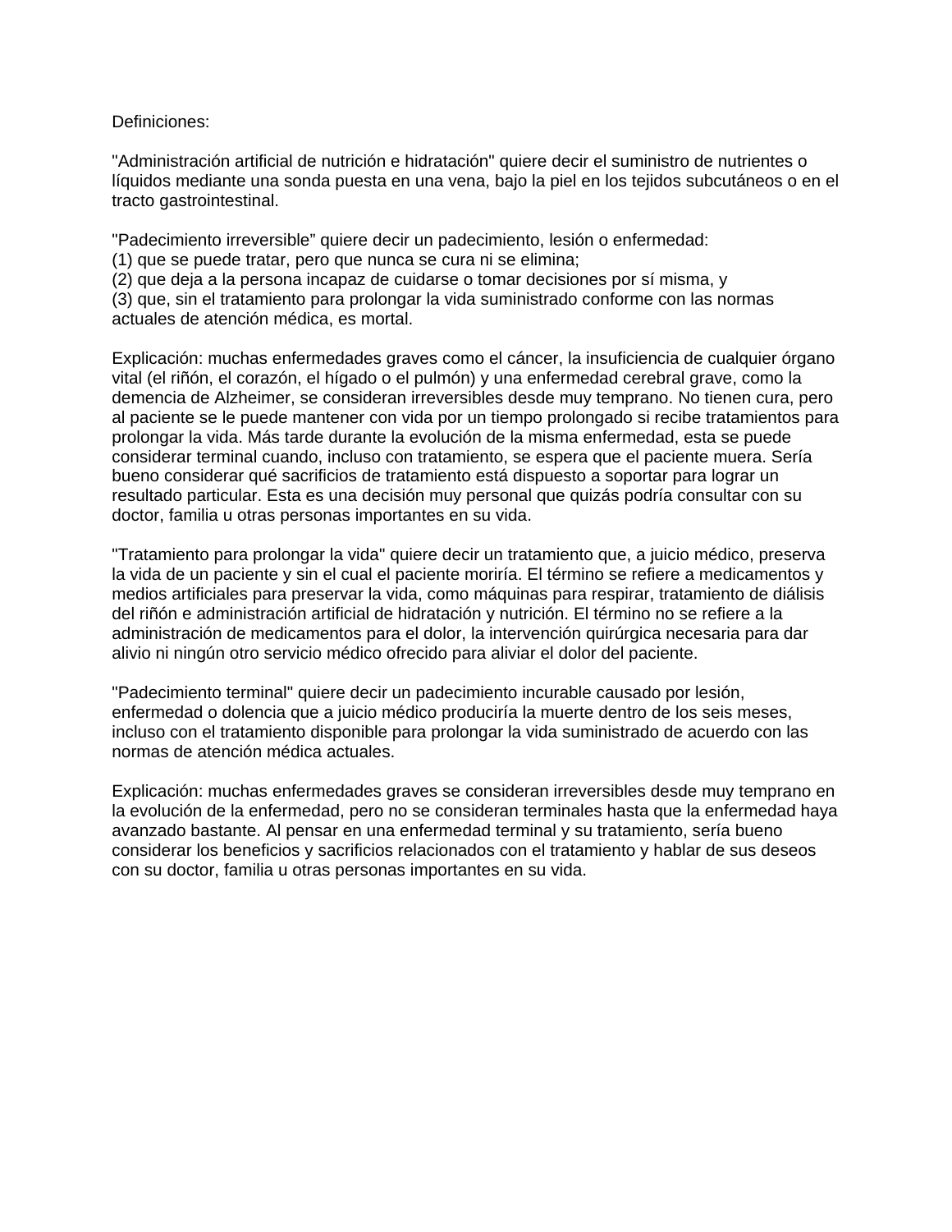Definiciones:

"Administración artificial de nutrición e hidratación" quiere decir el suministro de nutrientes o líquidos mediante una sonda puesta en una vena, bajo la piel en los tejidos subcutáneos o en el tracto gastrointestinal.

"Padecimiento irreversible" quiere decir un padecimiento, lesión o enfermedad:
(1) que se puede tratar, pero que nunca se cura ni se elimina;
(2) que deja a la persona incapaz de cuidarse o tomar decisiones por sí misma, y
(3) que, sin el tratamiento para prolongar la vida suministrado conforme con las normas actuales de atención médica, es mortal.

Explicación: muchas enfermedades graves como el cáncer, la insuficiencia de cualquier órgano vital (el riñón, el corazón, el hígado o el pulmón) y una enfermedad cerebral grave, como la demencia de Alzheimer, se consideran irreversibles desde muy temprano. No tienen cura, pero al paciente se le puede mantener con vida por un tiempo prolongado si recibe tratamientos para prolongar la vida. Más tarde durante la evolución de la misma enfermedad, esta se puede considerar terminal cuando, incluso con tratamiento, se espera que el paciente muera. Sería bueno considerar qué sacrificios de tratamiento está dispuesto a soportar para lograr un resultado particular. Esta es una decisión muy personal que quizás podría consultar con su doctor, familia u otras personas importantes en su vida.

"Tratamiento para prolongar la vida" quiere decir un tratamiento que, a juicio médico, preserva la vida de un paciente y sin el cual el paciente moriría. El término se refiere a medicamentos y medios artificiales para preservar la vida, como máquinas para respirar, tratamiento de diálisis del riñón e administración artificial de hidratación y nutrición. El término no se refiere a la administración de medicamentos para el dolor, la intervención quirúrgica necesaria para dar alivio ni ningún otro servicio médico ofrecido para aliviar el dolor del paciente.

"Padecimiento terminal" quiere decir un padecimiento incurable causado por lesión, enfermedad o dolencia que a juicio médico produciría la muerte dentro de los seis meses, incluso con el tratamiento disponible para prolongar la vida suministrado de acuerdo con las normas de atención médica actuales.

Explicación: muchas enfermedades graves se consideran irreversibles desde muy temprano en la evolución de la enfermedad, pero no se consideran terminales hasta que la enfermedad haya avanzado bastante. Al pensar en una enfermedad terminal y su tratamiento, sería bueno considerar los beneficios y sacrificios relacionados con el tratamiento y hablar de sus deseos con su doctor, familia u otras personas importantes en su vida.